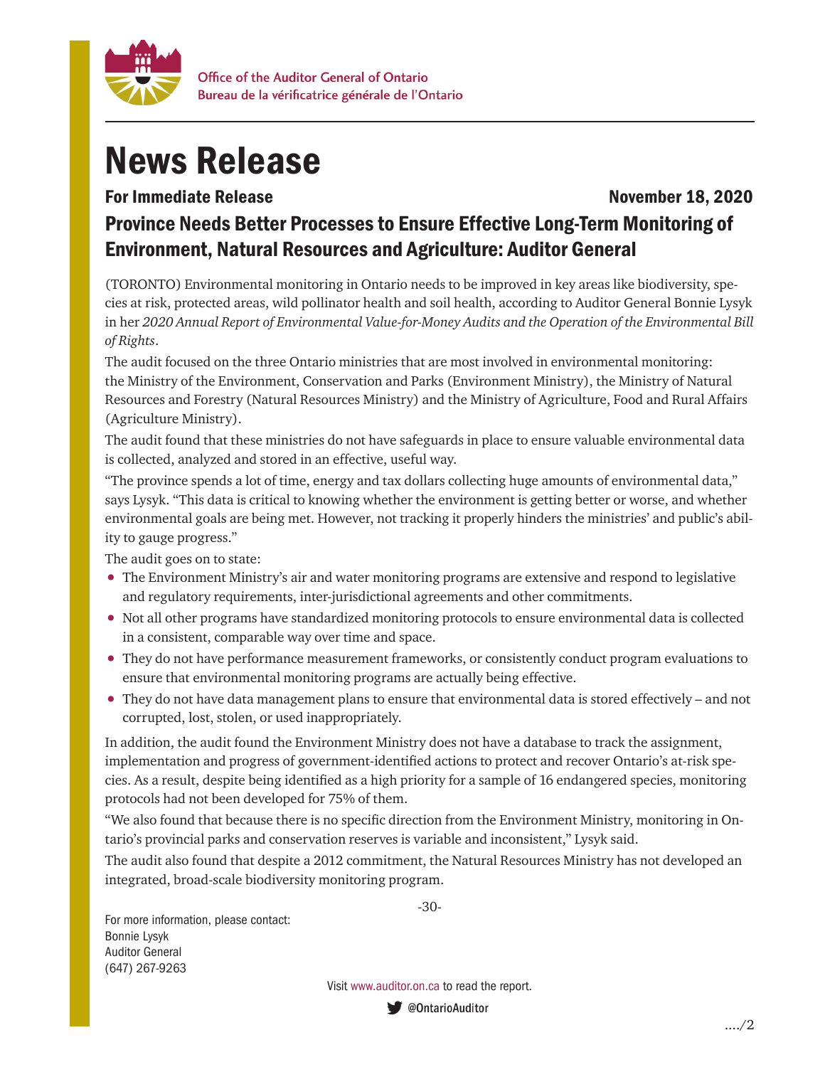Office of the Auditor General of Ontario
Bureau de la vérificatrice générale de l'Ontario

# News Release

**For Immediate Release** **November 18, 2020**

## Province Needs Better Processes to Ensure Effective Long-Term Monitoring of Environment, Natural Resources and Agriculture: Auditor General

(TORONTO) Environmental monitoring in Ontario needs to be improved in key areas like biodiversity, species at risk, protected areas, wild pollinator health and soil health, according to Auditor General Bonnie Lysyk in her *2020 Annual Report of Environmental Value-for-Money Audits and the Operation of the Environmental Bill of Rights*.

The audit focused on the three Ontario ministries that are most involved in environmental monitoring: the Ministry of the Environment, Conservation and Parks (Environment Ministry), the Ministry of Natural Resources and Forestry (Natural Resources Ministry) and the Ministry of Agriculture, Food and Rural Affairs (Agriculture Ministry).

The audit found that these ministries do not have safeguards in place to ensure valuable environmental data is collected, analyzed and stored in an effective, useful way.

"The province spends a lot of time, energy and tax dollars collecting huge amounts of environmental data," says Lysyk. "This data is critical to knowing whether the environment is getting better or worse, and whether environmental goals are being met. However, not tracking it properly hinders the ministries' and public's ability to gauge progress."

The audit goes on to state:

- The Environment Ministry's air and water monitoring programs are extensive and respond to legislative and regulatory requirements, inter-jurisdictional agreements and other commitments.
- Not all other programs have standardized monitoring protocols to ensure environmental data is collected in a consistent, comparable way over time and space.
- They do not have performance measurement frameworks, or consistently conduct program evaluations to ensure that environmental monitoring programs are actually being effective.
- They do not have data management plans to ensure that environmental data is stored effectively – and not corrupted, lost, stolen, or used inappropriately.

In addition, the audit found the Environment Ministry does not have a database to track the assignment, implementation and progress of government-identified actions to protect and recover Ontario's at-risk species. As a result, despite being identified as a high priority for a sample of 16 endangered species, monitoring protocols had not been developed for 75% of them.

"We also found that because there is no specific direction from the Environment Ministry, monitoring in Ontario's provincial parks and conservation reserves is variable and inconsistent," Lysyk said.

The audit also found that despite a 2012 commitment, the Natural Resources Ministry has not developed an integrated, broad-scale biodiversity monitoring program.

-30-

For more information, please contact:
Bonnie Lysyk
Auditor General
(647) 267-9263

Visit www.auditor.on.ca to read the report.

@OntarioAuditor

..../2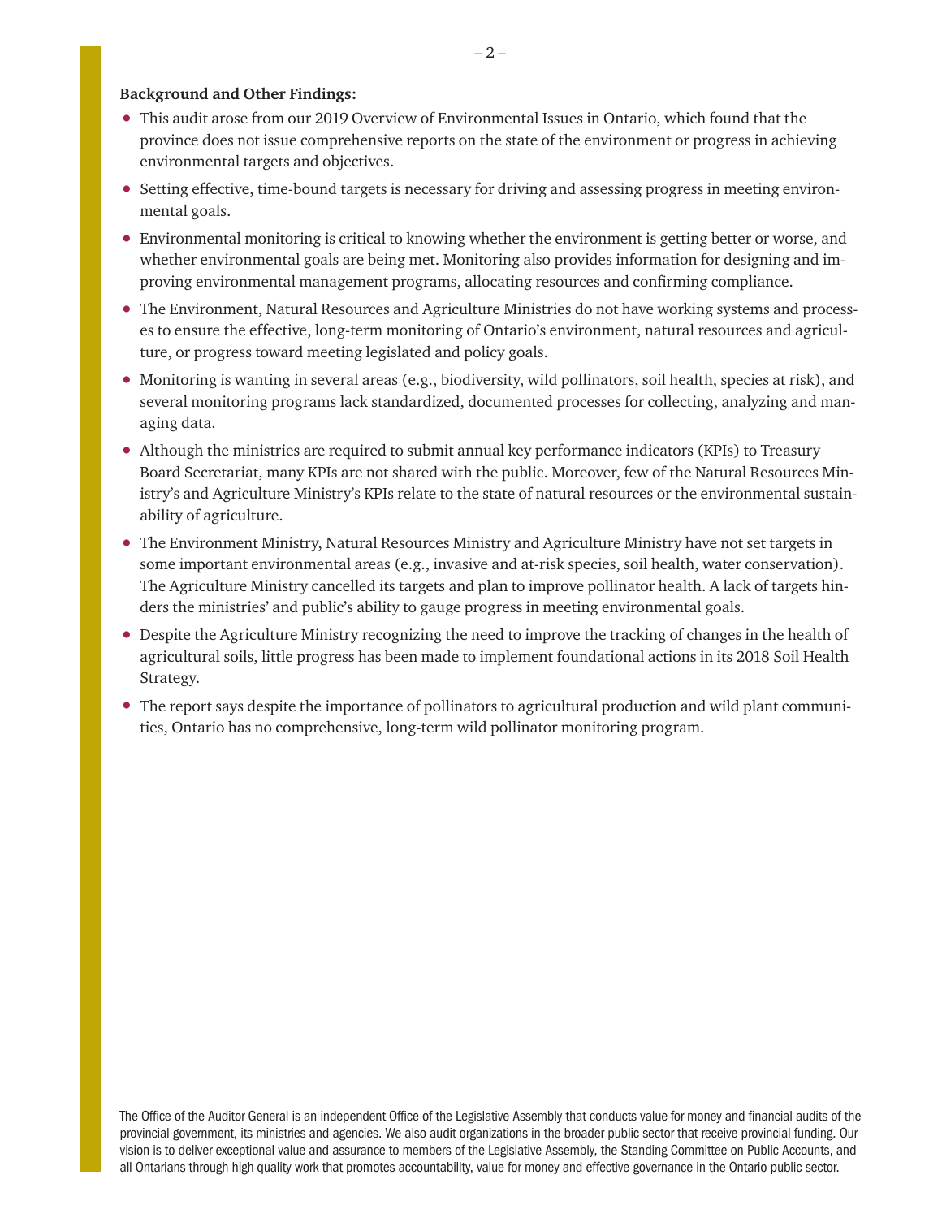**Background and Other Findings:**

- This audit arose from our 2019 Overview of Environmental Issues in Ontario, which found that the province does not issue comprehensive reports on the state of the environment or progress in achieving environmental targets and objectives.
- Setting effective, time-bound targets is necessary for driving and assessing progress in meeting environmental goals.
- Environmental monitoring is critical to knowing whether the environment is getting better or worse, and whether environmental goals are being met. Monitoring also provides information for designing and improving environmental management programs, allocating resources and confirming compliance.
- The Environment, Natural Resources and Agriculture Ministries do not have working systems and processes to ensure the effective, long-term monitoring of Ontario's environment, natural resources and agriculture, or progress toward meeting legislated and policy goals.
- Monitoring is wanting in several areas (e.g., biodiversity, wild pollinators, soil health, species at risk), and several monitoring programs lack standardized, documented processes for collecting, analyzing and managing data.
- Although the ministries are required to submit annual key performance indicators (KPIs) to Treasury Board Secretariat, many KPIs are not shared with the public. Moreover, few of the Natural Resources Ministry's and Agriculture Ministry's KPIs relate to the state of natural resources or the environmental sustainability of agriculture.
- The Environment Ministry, Natural Resources Ministry and Agriculture Ministry have not set targets in some important environmental areas (e.g., invasive and at-risk species, soil health, water conservation). The Agriculture Ministry cancelled its targets and plan to improve pollinator health. A lack of targets hinders the ministries' and public's ability to gauge progress in meeting environmental goals.
- Despite the Agriculture Ministry recognizing the need to improve the tracking of changes in the health of agricultural soils, little progress has been made to implement foundational actions in its 2018 Soil Health Strategy.
- The report says despite the importance of pollinators to agricultural production and wild plant communities, Ontario has no comprehensive, long-term wild pollinator monitoring program.

The Office of the Auditor General is an independent Office of the Legislative Assembly that conducts value-for-money and financial audits of the provincial government, its ministries and agencies. We also audit organizations in the broader public sector that receive provincial funding. Our vision is to deliver exceptional value and assurance to members of the Legislative Assembly, the Standing Committee on Public Accounts, and all Ontarians through high-quality work that promotes accountability, value for money and effective governance in the Ontario public sector.